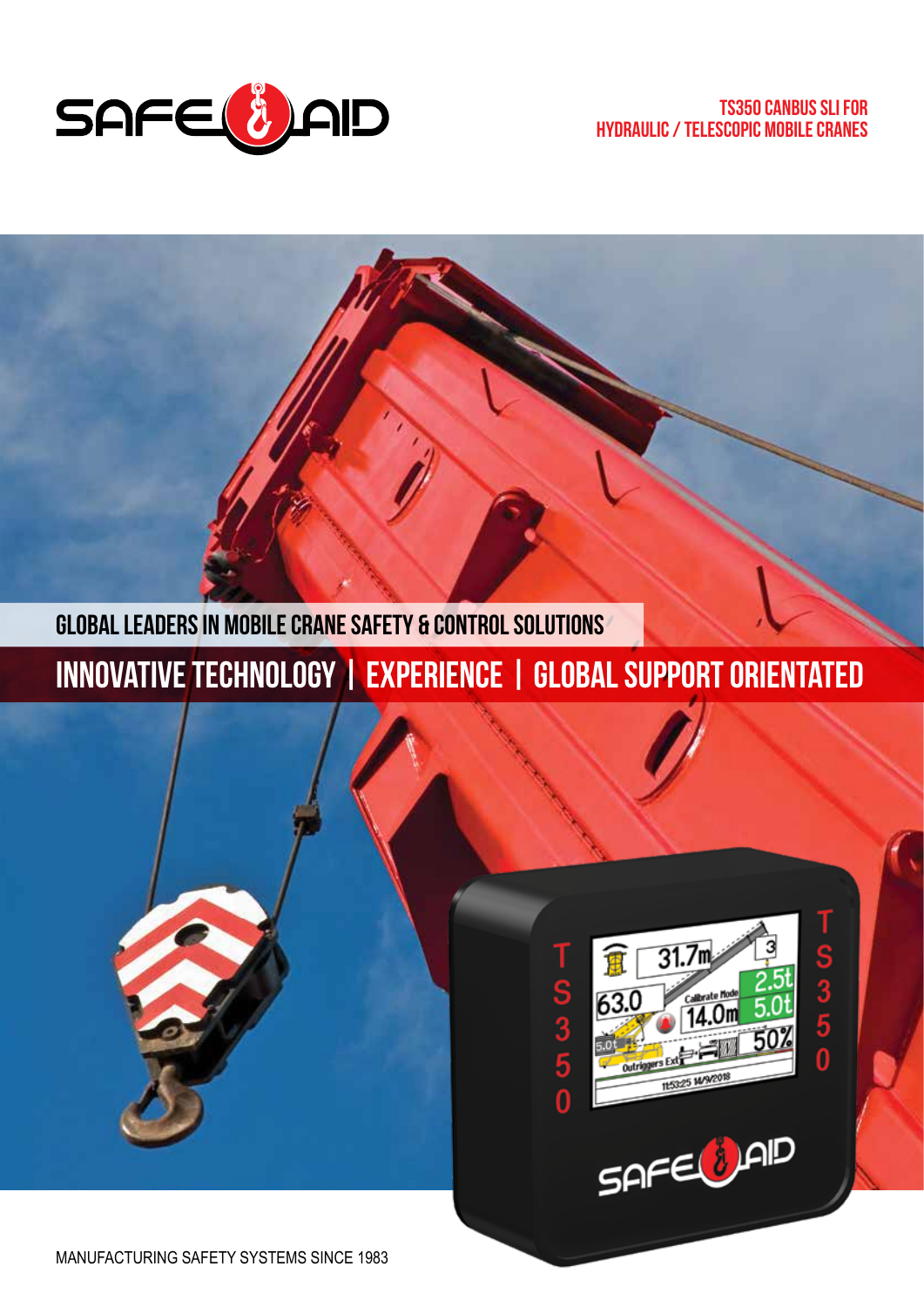# TS350 CANBUS SLI FOR HYDRAULIC / TELESCOPIC MOBILE CRANES

## GLOBAL LEADERS IN MOBILE CRANE SAFETY & CONTROL SOLUTIONS

## INNOVATIVE TECHNOLOGY | EXPERIENCE | GLOBAL SUPPORT ORIENTATED

MANUFACTURING SAFETY SYSTEMS SINCE 1983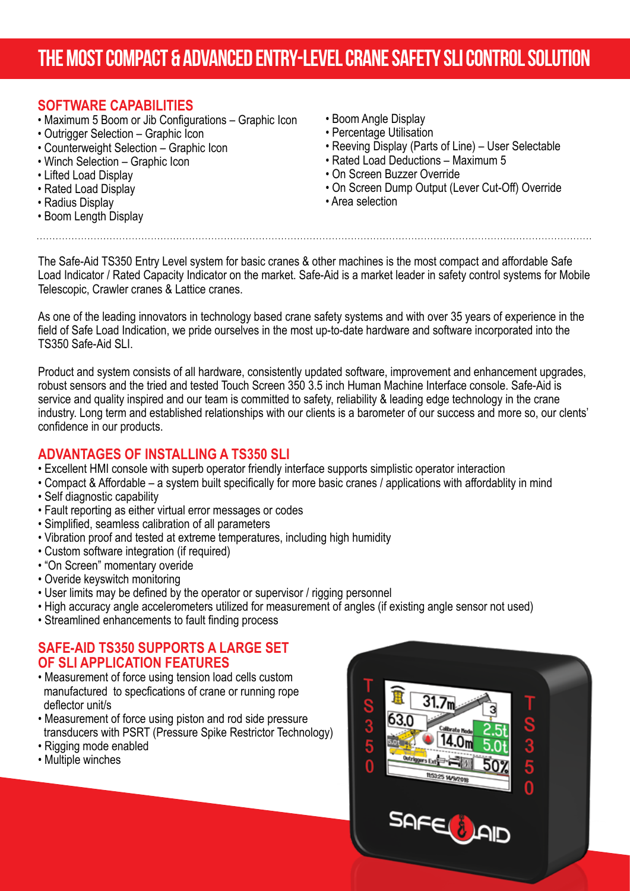# THE MOST COMPACT & ADVANCED ENTRY-LEVEL CRANE SAFETY SLI CONTROL SOLUTION

## SOFTWARE CAPABILITIES

- Maximum 5 Boom or Jib Configurations – Graphic Icon
- Outrigger Selection – Graphic Icon
- Counterweight Selection – Graphic Icon
- Winch Selection – Graphic Icon
- Lifted Load Display
- Rated Load Display
- Radius Display
- Boom Length Display
- Boom Angle Display
- Percentage Utilisation
- Reeving Display (Parts of Line) – User Selectable
- Rated Load Deductions – Maximum 5
- On Screen Buzzer Override
- On Screen Dump Output (Lever Cut-Off) Override
- Area selection

The Safe-Aid TS350 Entry Level system for basic cranes & other machines is the most compact and affordable Safe Load Indicator / Rated Capacity Indicator on the market. Safe-Aid is a market leader in safety control systems for Mobile Telescopic, Crawler cranes & Lattice cranes.

As one of the leading innovators in technology based crane safety systems and with over 35 years of experience in the field of Safe Load Indication, we pride ourselves in the most up-to-date hardware and software incorporated into the TS350 Safe-Aid SLI.

Product and system consists of all hardware, consistently updated software, improvement and enhancement upgrades, robust sensors and the tried and tested Touch Screen 350 3.5 inch Human Machine Interface console. Safe-Aid is service and quality inspired and our team is committed to safety, reliability & leading edge technology in the crane industry. Long term and established relationships with our clients is a barometer of our success and more so, our clents' confidence in our products.

## ADVANTAGES OF INSTALLING A TS350 SLI

- Excellent HMI console with superb operator friendly interface supports simplistic operator interaction
- Compact & Affordable – a system built specifically for more basic cranes / applications with affordablity in mind
- Self diagnostic capability
- Fault reporting as either virtual error messages or codes
- Simplified, seamless calibration of all parameters
- Vibration proof and tested at extreme temperatures, including high humidity
- Custom software integration (if required)
- "On Screen" momentary overide
- Overide keyswitch monitoring
- User limits may be defined by the operator or supervisor / rigging personnel
- High accuracy angle accelerometers utilized for measurement of angles (if existing angle sensor not used)
- Streamlined enhancements to fault finding process

## SAFE-AID TS350 SUPPORTS A LARGE SET OF SLI APPLICATION FEATURES

- Measurement of force using tension load cells custom manufactured to specfications of crane or running rope deflector unit/s
- Measurement of force using piston and rod side pressure transducers with PSRT (Pressure Spike Restrictor Technology)
- Rigging mode enabled
- Multiple winches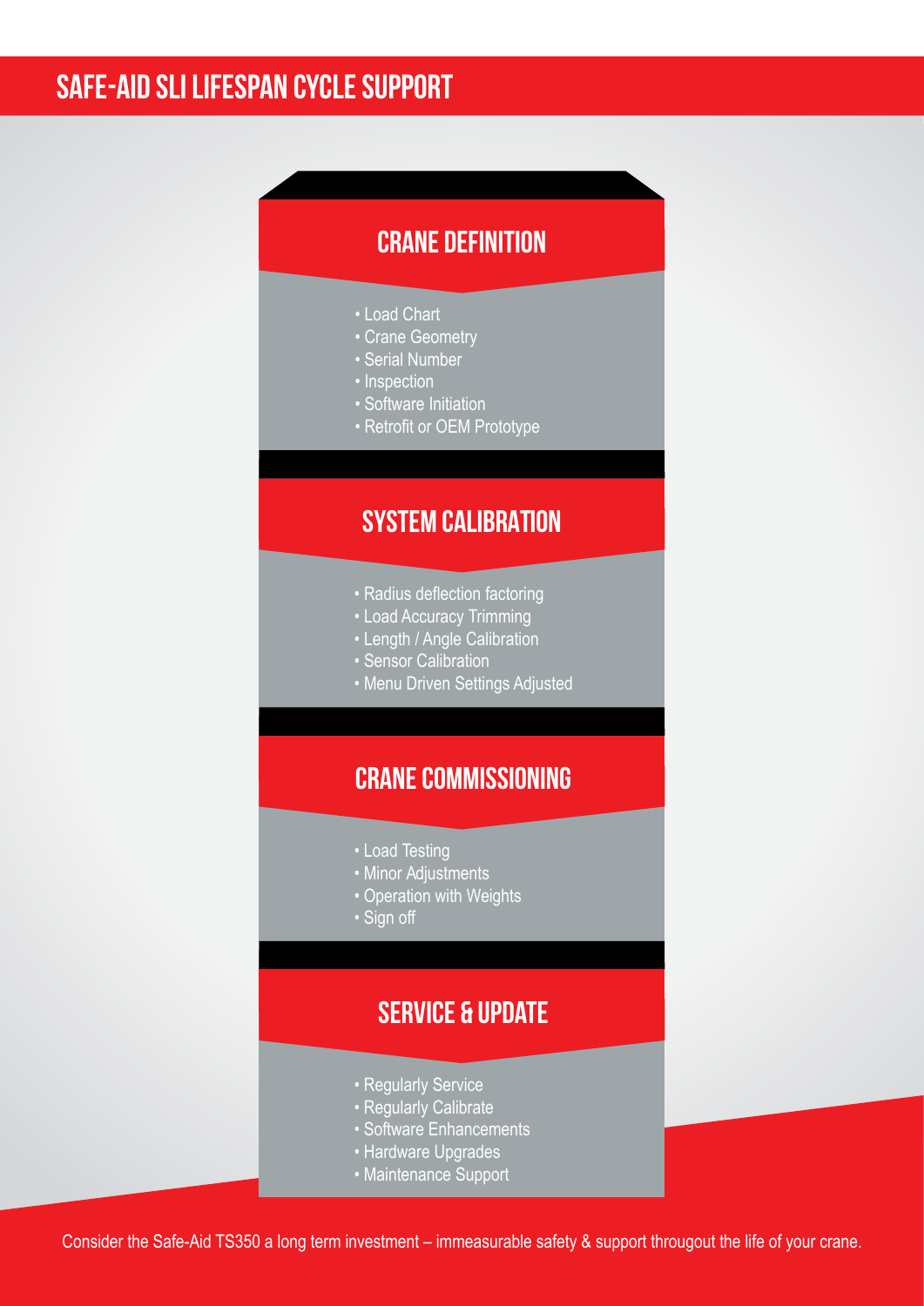# SAFE-AID SLI LIFESPAN CYCLE SUPPORT

## CRANE DEFINITION

- Load Chart
- Crane Geometry
- Serial Number
- Inspection
- Software Initiation
- Retrofit or OEM Prototype

## SYSTEM CALIBRATION

- Radius deflection factoring
- Load Accuracy Trimming
- Length / Angle Calibration
- Sensor Calibration
- Menu Driven Settings Adjusted

## CRANE COMMISSIONING

- Load Testing
- Minor Adjustments
- Operation with Weights
- Sign off

## SERVICE & UPDATE

- Regularly Service
- Regularly Calibrate
- Software Enhancements
- Hardware Upgrades
- Maintenance Support

Consider the Safe-Aid TS350 a long term investment – immeasurable safety & support througout the life of your crane.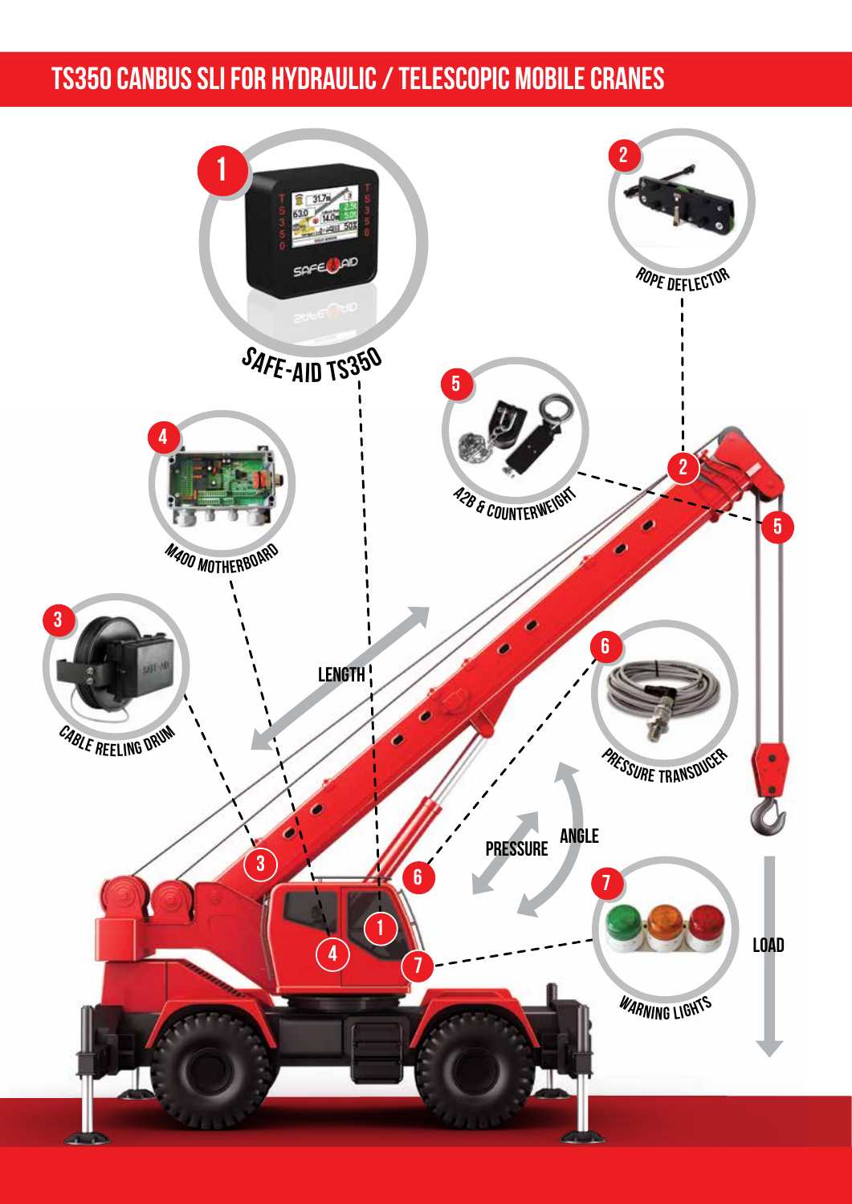# TS350 CANBUS SLI FOR HYDRAULIC / TELESCOPIC MOBILE CRANES

1. SAFE-AID TS350
2. ROPE DEFLECTOR
3. CABLE REELING DRUM
4. M400 MOTHERBOARD
5. A2B & COUNTERWEIGHT
6. PRESSURE TRANSDUCER
7. WARNING LIGHTS

LENGTH

PRESSURE

ANGLE

LOAD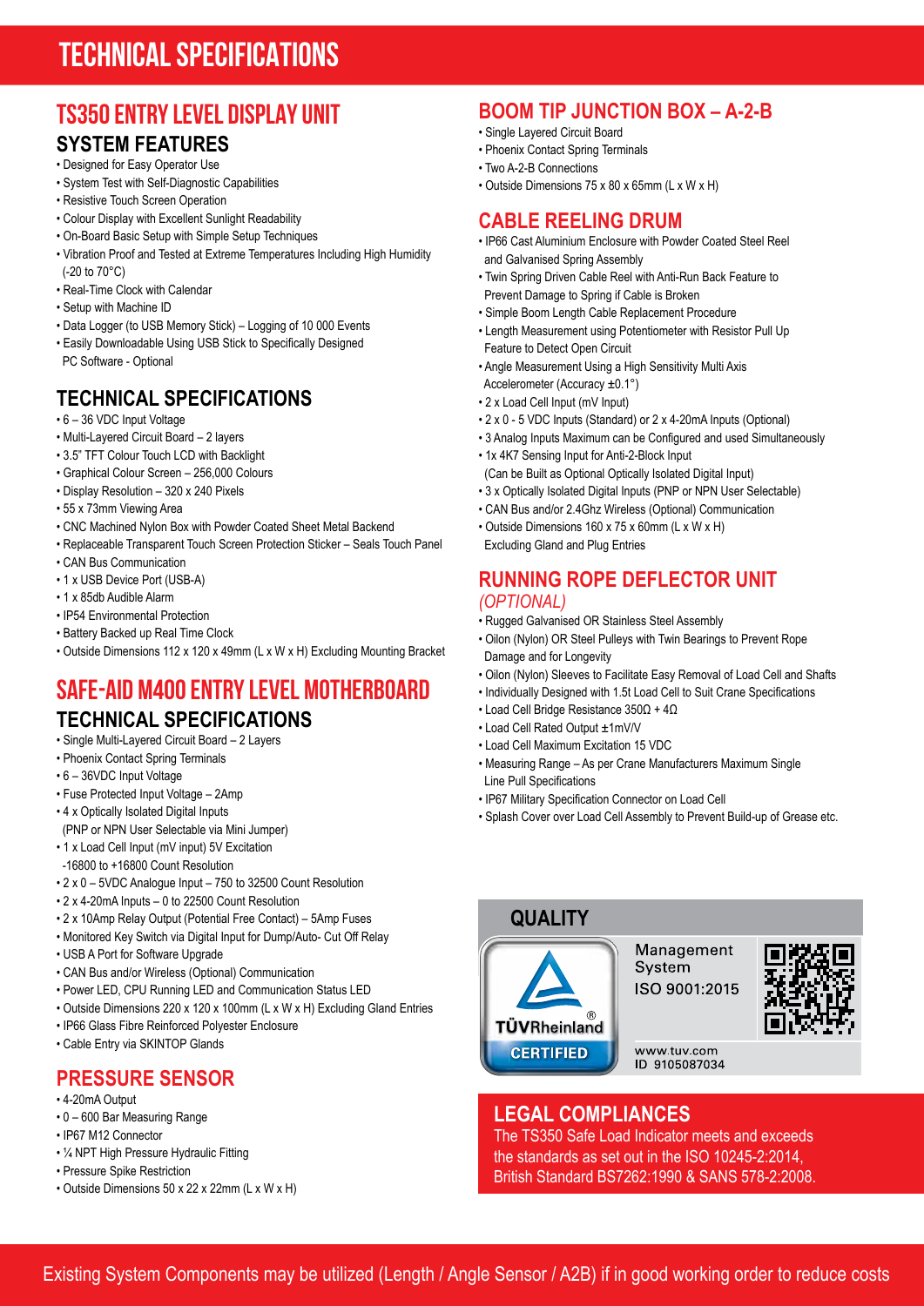# TECHNICAL SPECIFICATIONS

## TS350 ENTRY LEVEL DISPLAY UNIT

### SYSTEM FEATURES

- Designed for Easy Operator Use
- System Test with Self-Diagnostic Capabilities
- Resistive Touch Screen Operation
- Colour Display with Excellent Sunlight Readability
- On-Board Basic Setup with Simple Setup Techniques
- Vibration Proof and Tested at Extreme Temperatures Including High Humidity (-20 to 70°C)
- Real-Time Clock with Calendar
- Setup with Machine ID
- Data Logger (to USB Memory Stick) – Logging of 10 000 Events
- Easily Downloadable Using USB Stick to Specifically Designed PC Software - Optional

### TECHNICAL SPECIFICATIONS

- 6 – 36 VDC Input Voltage
- Multi-Layered Circuit Board – 2 layers
- 3.5" TFT Colour Touch LCD with Backlight
- Graphical Colour Screen – 256,000 Colours
- Display Resolution – 320 x 240 Pixels
- 55 x 73mm Viewing Area
- CNC Machined Nylon Box with Powder Coated Sheet Metal Backend
- Replaceable Transparent Touch Screen Protection Sticker – Seals Touch Panel
- CAN Bus Communication
- 1 x USB Device Port (USB-A)
- 1 x 85db Audible Alarm
- IP54 Environmental Protection
- Battery Backed up Real Time Clock
- Outside Dimensions 112 x 120 x 49mm (L x W x H) Excluding Mounting Bracket

## SAFE-AID M400 ENTRY LEVEL MOTHERBOARD

### TECHNICAL SPECIFICATIONS

- Single Multi-Layered Circuit Board – 2 Layers
- Phoenix Contact Spring Terminals
- 6 – 36VDC Input Voltage
- Fuse Protected Input Voltage – 2Amp
- 4 x Optically Isolated Digital Inputs (PNP or NPN User Selectable via Mini Jumper)
- 1 x Load Cell Input (mV input) 5V Excitation -16800 to +16800 Count Resolution
- 2 x 0 – 5VDC Analogue Input – 750 to 32500 Count Resolution
- 2 x 4-20mA Inputs – 0 to 22500 Count Resolution
- 2 x 10Amp Relay Output (Potential Free Contact) – 5Amp Fuses
- Monitored Key Switch via Digital Input for Dump/Auto- Cut Off Relay
- USB A Port for Software Upgrade
- CAN Bus and/or Wireless (Optional) Communication
- Power LED, CPU Running LED and Communication Status LED
- Outside Dimensions 220 x 120 x 100mm (L x W x H) Excluding Gland Entries
- IP66 Glass Fibre Reinforced Polyester Enclosure
- Cable Entry via SKINTOP Glands

## PRESSURE SENSOR

- 4-20mA Output
- 0 – 600 Bar Measuring Range
- IP67 M12 Connector
- ¼ NPT High Pressure Hydraulic Fitting
- Pressure Spike Restriction
- Outside Dimensions 50 x 22 x 22mm (L x W x H)

## BOOM TIP JUNCTION BOX – A-2-B

- Single Layered Circuit Board
- Phoenix Contact Spring Terminals
- Two A-2-B Connections
- Outside Dimensions 75 x 80 x 65mm (L x W x H)

## CABLE REELING DRUM

- IP66 Cast Aluminium Enclosure with Powder Coated Steel Reel and Galvanised Spring Assembly
- Twin Spring Driven Cable Reel with Anti-Run Back Feature to Prevent Damage to Spring if Cable is Broken
- Simple Boom Length Cable Replacement Procedure
- Length Measurement using Potentiometer with Resistor Pull Up Feature to Detect Open Circuit
- Angle Measurement Using a High Sensitivity Multi Axis Accelerometer (Accuracy ±0.1°)
- 2 x Load Cell Input (mV Input)
- 2 x 0 - 5 VDC Inputs (Standard) or 2 x 4-20mA Inputs (Optional)
- 3 Analog Inputs Maximum can be Configured and used Simultaneously
- 1x 4K7 Sensing Input for Anti-2-Block Input (Can be Built as Optional Optically Isolated Digital Input)
- 3 x Optically Isolated Digital Inputs (PNP or NPN User Selectable)
- CAN Bus and/or 2.4Ghz Wireless (Optional) Communication
- Outside Dimensions 160 x 75 x 60mm (L x W x H) Excluding Gland and Plug Entries

## RUNNING ROPE DEFLECTOR UNIT

*(OPTIONAL)*

- Rugged Galvanised OR Stainless Steel Assembly
- Oilon (Nylon) OR Steel Pulleys with Twin Bearings to Prevent Rope Damage and for Longevity
- Oilon (Nylon) Sleeves to Facilitate Easy Removal of Load Cell and Shafts
- Individually Designed with 1.5t Load Cell to Suit Crane Specifications
- Load Cell Bridge Resistance 350Ω + 4Ω
- Load Cell Rated Output ±1mV/V
- Load Cell Maximum Excitation 15 VDC
- Measuring Range – As per Crane Manufacturers Maximum Single Line Pull Specifications
- IP67 Military Specification Connector on Load Cell
- Splash Cover over Load Cell Assembly to Prevent Build-up of Grease etc.

## QUALITY

TÜVRheinland® CERTIFIED

Management System ISO 9001:2015

www.tuv.com
ID 9105087034

## LEGAL COMPLIANCES

The TS350 Safe Load Indicator meets and exceeds the standards as set out in the ISO 10245-2:2014, British Standard BS7262:1990 & SANS 578-2:2008.

Existing System Components may be utilized (Length / Angle Sensor / A2B) if in good working order to reduce costs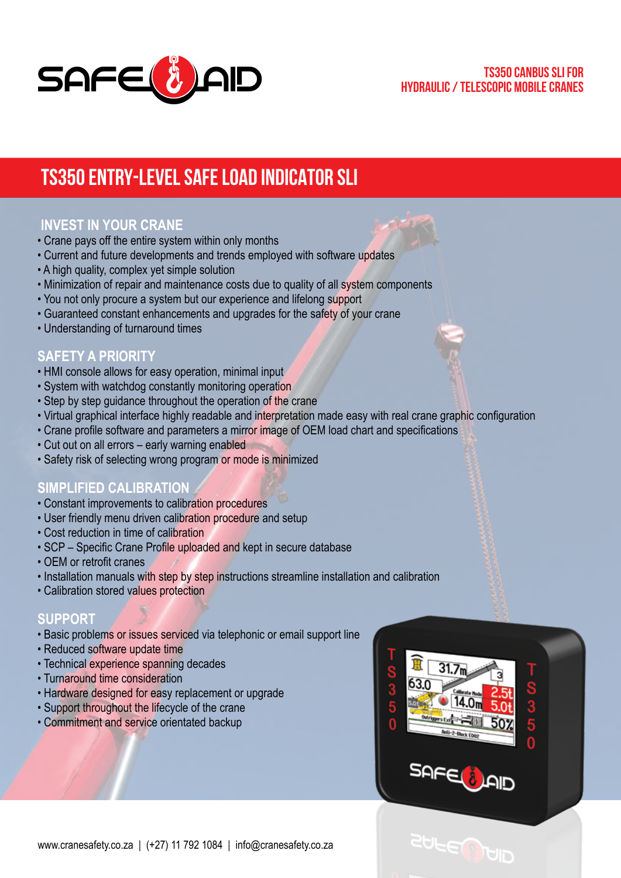SAFE AID

TS350 CANBUS SLI FOR HYDRAULIC / TELESCOPIC MOBILE CRANES

# TS350 ENTRY-LEVEL SAFE LOAD INDICATOR SLI

## INVEST IN YOUR CRANE

- Crane pays off the entire system within only months
- Current and future developments and trends employed with software updates
- A high quality, complex yet simple solution
- Minimization of repair and maintenance costs due to quality of all system components
- You not only procure a system but our experience and lifelong support
- Guaranteed constant enhancements and upgrades for the safety of your crane
- Understanding of turnaround times

## SAFETY A PRIORITY

- HMI console allows for easy operation, minimal input
- System with watchdog constantly monitoring operation
- Step by step guidance throughout the operation of the crane
- Virtual graphical interface highly readable and interpretation made easy with real crane graphic configuration
- Crane profile software and parameters a mirror image of OEM load chart and specifications
- Cut out on all errors – early warning enabled
- Safety risk of selecting wrong program or mode is minimized

## SIMPLIFIED CALIBRATION

- Constant improvements to calibration procedures
- User friendly menu driven calibration procedure and setup
- Cost reduction in time of calibration
- SCP – Specific Crane Profile uploaded and kept in secure database
- OEM or retrofit cranes
- Installation manuals with step by step instructions streamline installation and calibration
- Calibration stored values protection

## SUPPORT

- Basic problems or issues serviced via telephonic or email support line
- Reduced software update time
- Technical experience spanning decades
- Turnaround time consideration
- Hardware designed for easy replacement or upgrade
- Support throughout the lifecycle of the crane
- Commitment and service orientated backup

www.cranesafety.co.za | (+27) 11 792 1084 | info@cranesafety.co.za